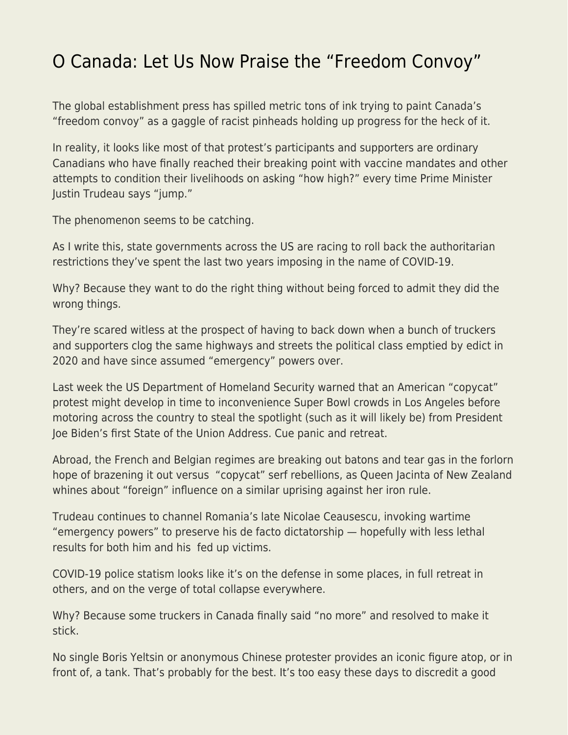# O Canada: Let Us Now Praise the "Freedom Convoy"

The global establishment press has spilled metric tons of ink trying to paint Canada's "freedom convoy" as a gaggle of racist pinheads holding up progress for the heck of it.

In reality, it looks like most of that protest's participants and supporters are ordinary Canadians who have finally reached their breaking point with vaccine mandates and other attempts to condition their livelihoods on asking "how high?" every time Prime Minister Justin Trudeau says "jump."

The phenomenon seems to be catching.

As I write this, state governments across the US are racing to roll back the authoritarian restrictions they've spent the last two years imposing in the name of COVID-19.

Why? Because they want to do the right thing without being forced to admit they did the wrong things.

They're scared witless at the prospect of having to back down when a bunch of truckers and supporters clog the same highways and streets the political class emptied by edict in 2020 and have since assumed "emergency" powers over.

Last week the US Department of Homeland Security warned that an American "copycat" protest might develop in time to inconvenience Super Bowl crowds in Los Angeles before motoring across the country to steal the spotlight (such as it will likely be) from President Joe Biden's first State of the Union Address. Cue panic and retreat.

Abroad, the French and Belgian regimes are breaking out batons and tear gas in the forlorn hope of brazening it out versus "copycat" serf rebellions, as Queen Jacinta of New Zealand whines about "foreign" influence on a similar uprising against her iron rule.

Trudeau continues to channel Romania's late Nicolae Ceausescu, invoking wartime "emergency powers" to preserve his de facto dictatorship — hopefully with less lethal results for both him and his fed up victims.

COVID-19 police statism looks like it's on the defense in some places, in full retreat in others, and on the verge of total collapse everywhere.

Why? Because some truckers in Canada finally said "no more" and resolved to make it stick.

No single Boris Yeltsin or anonymous Chinese protester provides an iconic figure atop, or in front of, a tank. That's probably for the best. It's too easy these days to discredit a good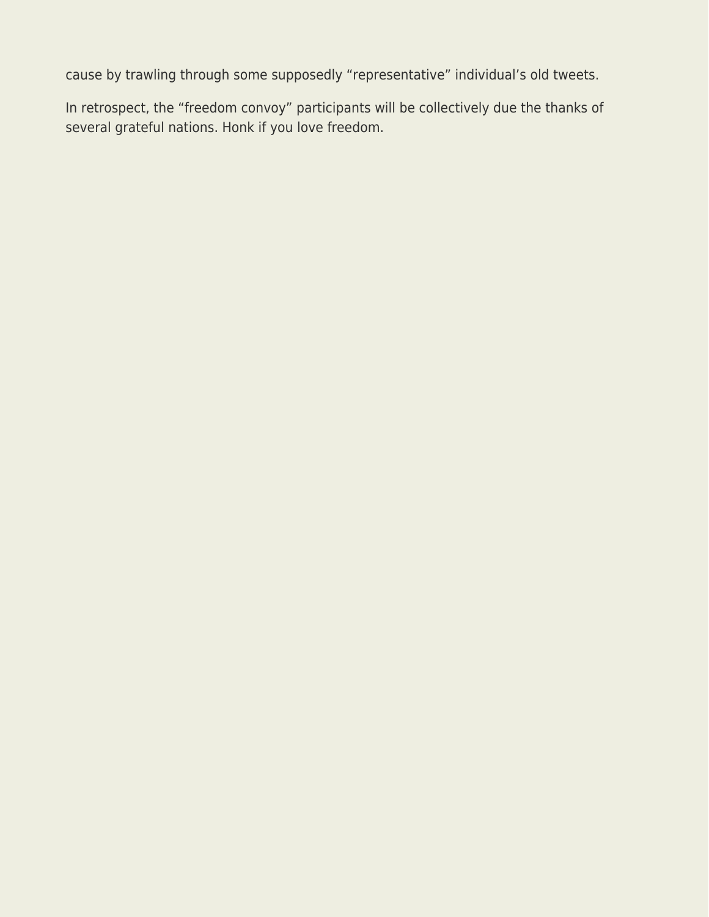cause by trawling through some supposedly “representative” individual’s old tweets.

In retrospect, the “freedom convoy” participants will be collectively due the thanks of several grateful nations. Honk if you love freedom.